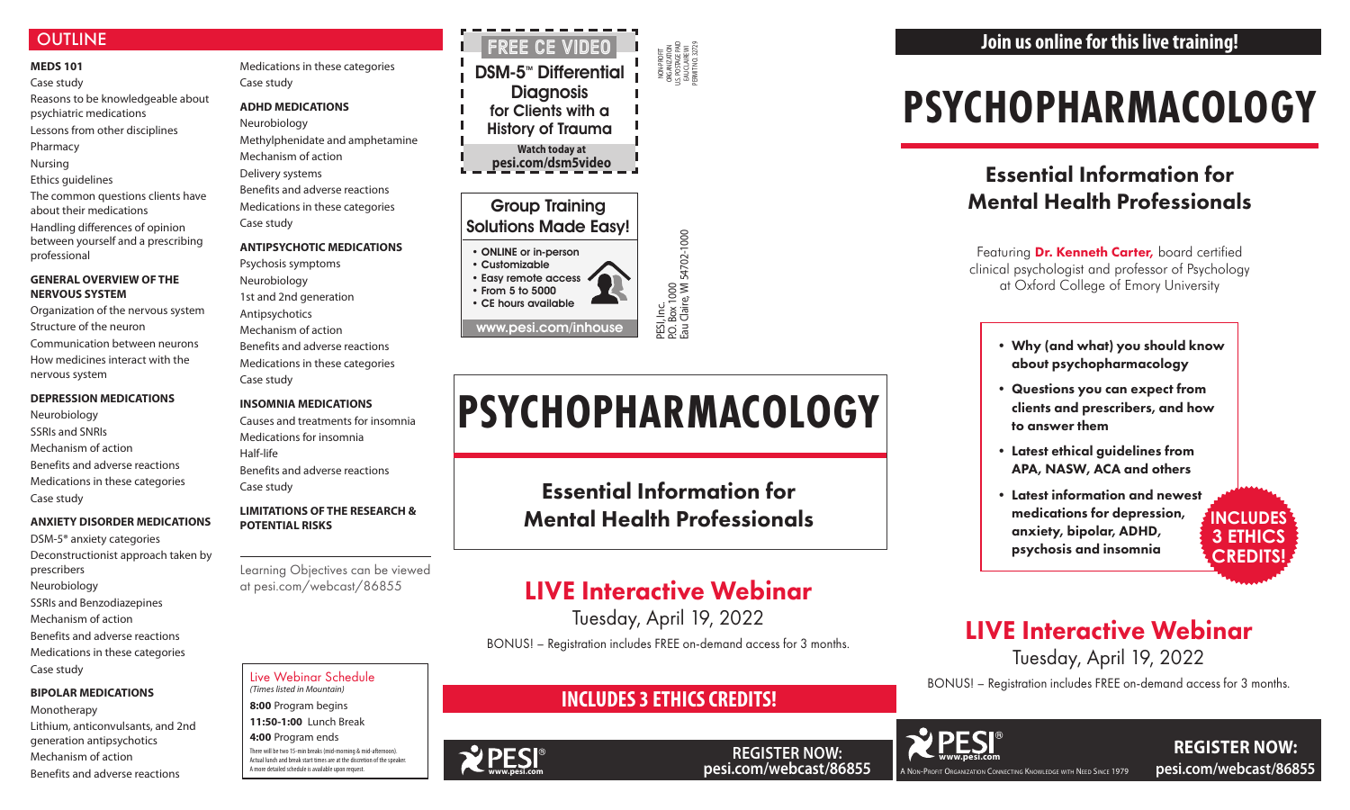## OUTLINE

**MEDS 101**

Case study

Reasons to be knowledgeable about psychiatric medications

Lessons from other disciplines

Pharmacy

Nursing

Ethics guidelines

The common questions clients have about their medications

Handling differences of opinion between yourself and a prescribing professional

**GENERAL OVERVIEW OF THE NERVOUS SYSTEM**

Organization of the nervous system

Structure of the neuron

Communication between neurons

How medicines interact with the nervous system

**DEPRESSION MEDICATIONS**

Neurobiology

SSRIs and SNRIs

Mechanism of action

Benefits and adverse reactions

Medications in these categories

Case study

**ANXIETY DISORDER MEDICATIONS**

DSM-5® anxiety categories

Deconstructionist approach taken by prescribers

Neurobiology

SSRIs and Benzodiazepines

Mechanism of action

Benefits and adverse reactions

Medications in these categories

Case study

**BIPOLAR MEDICATIONS**

Monotherapy

Lithium, anticonvulsants, and 2nd generation antipsychotics

Mechanism of action

Benefits and adverse reactions

Medications in these categories

Case study

**ADHD MEDICATIONS**

Neurobiology

Methylphenidate and amphetamine

Mechanism of action

Delivery systems

Benefits and adverse reactions

Medications in these categories

Case study

**ANTIPSYCHOTIC MEDICATIONS**

Psychosis symptoms

Neurobiology

1st and 2nd generation Antipsychotics

Mechanism of action

Benefits and adverse reactions

Medications in these categories

Case study

**INSOMNIA MEDICATIONS**

Causes and treatments for insomnia

Medications for insomnia

Half-life

Benefits and adverse reactions

Case study

**LIMITATIONS OF THE RESEARCH & POTENTIAL RISKS**

Learning Objectives can be viewed at pesi.com/webcast/86855

Live Webinar Schedule
*(Times listed in Mountain)*

**8:00** Program begins

**11:50-1:00** Lunch Break

**4:00** Program ends

There will be two 15-min breaks (mid-morning & mid-afternoon). Actual lunch and break start times are at the discretion of the speaker. A more detailed schedule is available upon request.

**FREE CE VIDEO**

**DSM-5™ Differential Diagnosis for Clients with a History of Trauma**

Watch today at **pesi.com/dsm5video**

NON-PROFIT ORGANIZATION U.S. POSTAGE PAID EAU CLAIRE WI PERMIT NO. 32729

**Group Training Solutions Made Easy!**

- ONLINE or in-person
- Customizable
- Easy remote access
- From 5 to 5000
- CE hours available

www.pesi.com/inhouse

PESI, Inc.
P.O. Box 1000
Eau Claire, WI 54702-1000

# PSYCHOPHARMACOLOGY

## Essential Information for Mental Health Professionals

## LIVE Interactive Webinar

Tuesday, April 19, 2022

BONUS! – Registration includes FREE on-demand access for 3 months.

**INCLUDES 3 ETHICS CREDITS!**

PESI® www.pesi.com

**REGISTER NOW: pesi.com/webcast/86855**

**Join us online for this live training!**

# PSYCHOPHARMACOLOGY

## Essential Information for Mental Health Professionals

Featuring **Dr. Kenneth Carter,** board certified clinical psychologist and professor of Psychology at Oxford College of Emory University

- **Why (and what) you should know about psychopharmacology**
- **Questions you can expect from clients and prescribers, and how to answer them**
- **Latest ethical guidelines from APA, NASW, ACA and others**
- **Latest information and newest medications for depression, anxiety, bipolar, ADHD, psychosis and insomnia**

**INCLUDES 3 ETHICS CREDITS!**

## LIVE Interactive Webinar

Tuesday, April 19, 2022

BONUS! – Registration includes FREE on-demand access for 3 months.

PESI® www.pesi.com
A Non-Profit Organization Connecting Knowledge with Need Since 1979

**REGISTER NOW: pesi.com/webcast/86855**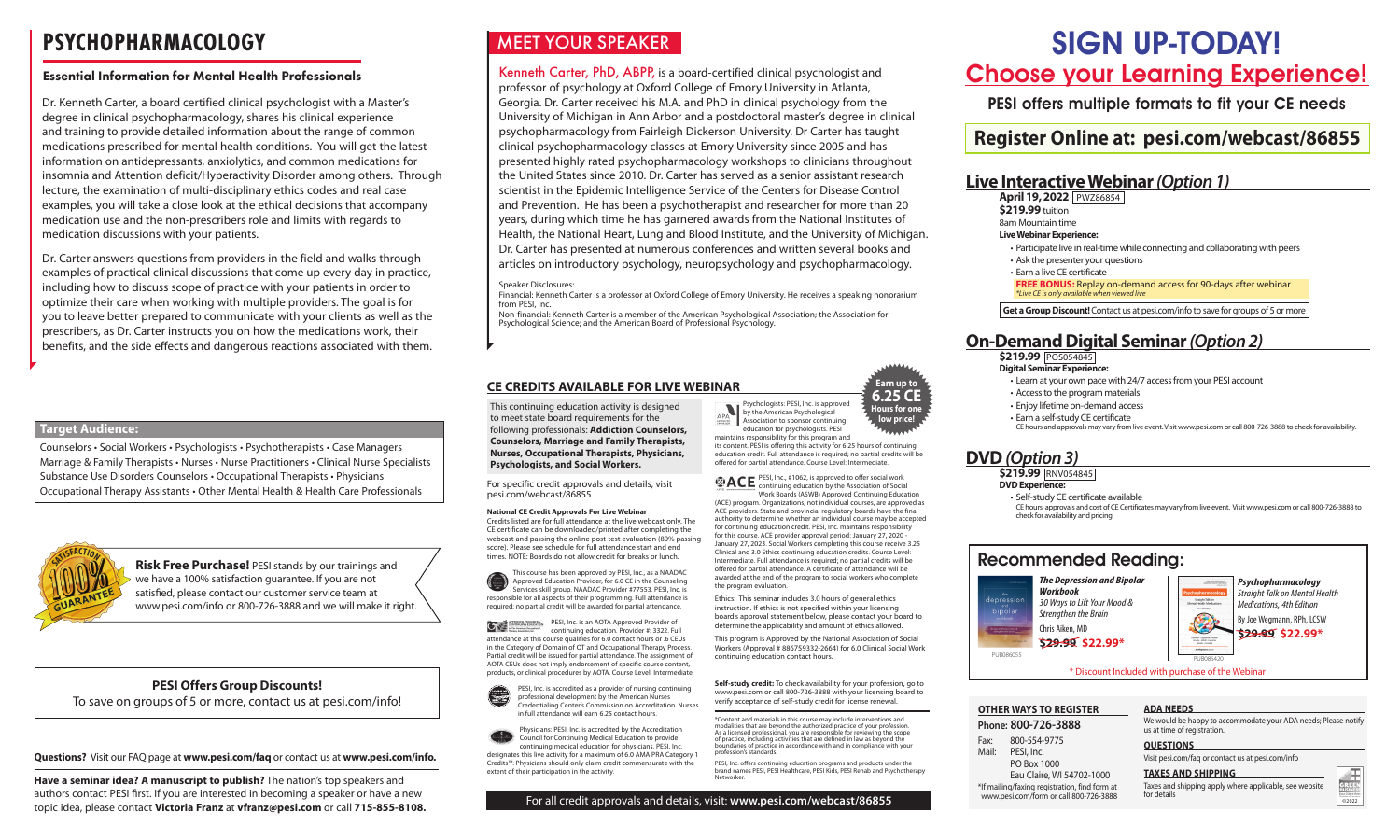# PSYCHOPHARMACOLOGY

### Essential Information for Mental Health Professionals

Dr. Kenneth Carter, a board certified clinical psychologist with a Master's degree in clinical psychopharmacology, shares his clinical experience and training to provide detailed information about the range of common medications prescribed for mental health conditions. You will get the latest information on antidepressants, anxiolytics, and common medications for insomnia and Attention deficit/Hyperactivity Disorder among others. Through lecture, the examination of multi-disciplinary ethics codes and real case examples, you will take a close look at the ethical decisions that accompany medication use and the non-prescribers role and limits with regards to medication discussions with your patients.

Dr. Carter answers questions from providers in the field and walks through examples of practical clinical discussions that come up every day in practice, including how to discuss scope of practice with your patients in order to optimize their care when working with multiple providers. The goal is for you to leave better prepared to communicate with your clients as well as the prescribers, as Dr. Carter instructs you on how the medications work, their benefits, and the side effects and dangerous reactions associated with them.

**Target Audience:**

Counselors • Social Workers • Psychologists • Psychotherapists • Case Managers
Marriage & Family Therapists • Nurses • Nurse Practitioners • Clinical Nurse Specialists
Substance Use Disorders Counselors • Occupational Therapists • Physicians
Occupational Therapy Assistants • Other Mental Health & Health Care Professionals

SATISFACTION 100% GUARANTEE

**Risk Free Purchase!** PESI stands by our trainings and we have a 100% satisfaction guarantee. If you are not satisfied, please contact our customer service team at www.pesi.com/info or 800-726-3888 and we will make it right.

**PESI Offers Group Discounts!**
To save on groups of 5 or more, contact us at pesi.com/info!

**Questions?** Visit our FAQ page at **www.pesi.com/faq** or contact us at **www.pesi.com/info.**

**Have a seminar idea? A manuscript to publish?** The nation's top speakers and authors contact PESI first. If you are interested in becoming a speaker or have a new topic idea, please contact **Victoria Franz** at **vfranz@pesi.com** or call **715-855-8108.**

## MEET YOUR SPEAKER

**Kenneth Carter, PhD, ABPP,** is a board-certified clinical psychologist and professor of psychology at Oxford College of Emory University in Atlanta, Georgia. Dr. Carter received his M.A. and PhD in clinical psychology from the University of Michigan in Ann Arbor and a postdoctoral master's degree in clinical psychopharmacology from Fairleigh Dickerson University. Dr Carter has taught clinical psychopharmacology classes at Emory University since 2005 and has presented highly rated psychopharmacology workshops to clinicians throughout the United States since 2010. Dr. Carter has served as a senior assistant research scientist in the Epidemic Intelligence Service of the Centers for Disease Control and Prevention. He has been a psychotherapist and researcher for more than 20 years, during which time he has garnered awards from the National Institutes of Health, the National Heart, Lung and Blood Institute, and the University of Michigan. Dr. Carter has presented at numerous conferences and written several books and articles on introductory psychology, neuropsychology and psychopharmacology.

Speaker Disclosures:
Financial: Kenneth Carter is a professor at Oxford College of Emory University. He receives a speaking honorarium from PESI, Inc.
Non-financial: Kenneth Carter is a member of the American Psychological Association; the Association for Psychological Science; and the American Board of Professional Psychology.

## CE CREDITS AVAILABLE FOR LIVE WEBINAR

**Earn up to 6.25 CE Hours for one low price!**

This continuing education activity is designed to meet state board requirements for the following professionals: **Addiction Counselors, Counselors, Marriage and Family Therapists, Nurses, Occupational Therapists, Physicians, Psychologists, and Social Workers.**

For specific credit approvals and details, visit pesi.com/webcast/86855

**National CE Credit Approvals For Live Webinar**
Credits listed are for full attendance at the live webcast only. The CE certificate can be downloaded/printed after completing the webcast and passing the online post-test evaluation (80% passing score). Please see schedule for full attendance start and end times. NOTE: Boards do not allow credit for breaks or lunch.

This course has been approved by PESI, Inc., as a NAADAC Approved Education Provider, for 6.0 CE in the Counseling Services skill group. NAADAC Provider #77553. PESI, Inc. is responsible for all aspects of their programming. Full attendance is required; no partial credit will be awarded for partial attendance.

PESI, Inc. is an AOTA Approved Provider of continuing education. Provider #: 3322. Full attendance at this course qualifies for 6.0 contact hours or .6 CEUs in the Category of Domain of OT and Occupational Therapy Process. Partial credit will be issued for partial attendance. The assignment of AOTA CEUs does not imply endorsement of specific course content, products, or clinical procedures by AOTA. Course Level: Intermediate.

PESI, Inc. is accredited as a provider of nursing continuing professional development by the American Nurses Credentialing Center's Commission on Accreditation. Nurses in full attendance will earn 6.25 contact hours.

Physicians: PESI, Inc. is accredited by the Accreditation Council for Continuing Medical Education to provide continuing medical education for physicians. PESI, Inc. designates this live activity for a maximum of 6.0 AMA PRA Category 1 Credits™. Physicians should only claim credit commensurate with the extent of their participation in the activity.

Psychologists: PESI, Inc. is approved by the American Psychological Association to sponsor continuing education for psychologists. PESI maintains responsibility for this program and its content. PESI is offering this activity for 6.25 hours of continuing education credit. Full attendance is required; no partial credits will be offered for partial attendance. Course Level: Intermediate.

PESI, Inc., #1062, is approved to offer social work continuing education by the Association of Social Work Boards (ASWB) Approved Continuing Education (ACE) program. Organizations, not individual courses, are approved as ACE providers. State and provincial regulatory boards have the final authority to determine whether an individual course may be accepted for continuing education credit. PESI, Inc. maintains responsibility for this course. ACE provider approval period: January 27, 2020 - January 27, 2023. Social Workers completing this course receive 3.25 Clinical and 3.0 Ethics continuing education credits. Course Level: Intermediate. Full attendance is required; no partial credits will be offered for partial attendance. A certificate of attendance will be awarded at the end of the program to social workers who complete the program evaluation.

Ethics: This seminar includes 3.0 hours of general ethics instruction. If ethics is not specified within your licensing board's approval statement below, please contact your board to determine the applicability and amount of ethics allowed.

This program is Approved by the National Association of Social Workers (Approval # 886759332-2664) for 6.0 Clinical Social Workers continuing education contact hours.

**Self-study credit:** To check availability for your profession, go to www.pesi.com or call 800-726-3888 with your licensing board to verify acceptance of self-study credit for license renewal.

*Content and materials in this course may include interventions and modalities that are beyond the authorized practice of your profession. As a licensed professional, you are responsible for reviewing the scope of practice, including activities that are defined in law as beyond the boundaries of practice in accordance with and in compliance with your profession's standards.

PESI, Inc. offers continuing education programs and products under the brand names PESI, PESI Healthcare, PESI Kids, PESI Rehab and Psychotherapy Networker.

For all credit approvals and details, visit: **www.pesi.com/webcast/86855**

# SIGN UP-TODAY!

## Choose your Learning Experience!

PESI offers multiple formats to fit your CE needs

**Register Online at: pesi.com/webcast/86855**

## Live Interactive Webinar *(Option 1)*

**April 19, 2022** PWZ86854
**$219.99** tuition
8am Mountain time
**Live Webinar Experience:**

- Participate live in real-time while connecting and collaborating with peers
- Ask the presenter your questions
- Earn a live CE certificate

**FREE BONUS:** Replay on-demand access for 90-days after webinar
*Live CE is only available when viewed live

**Get a Group Discount!** Contact us at pesi.com/info to save for groups of 5 or more

## On-Demand Digital Seminar *(Option 2)*

**$219.99** POS054845
**Digital Seminar Experience:**

- Learn at your own pace with 24/7 access from your PESI account
- Access to the program materials
- Enjoy lifetime on-demand access
- Earn a self-study CE certificate

CE hours and approvals may vary from live event. Visit www.pesi.com or call 800-726-3888 to check for availability.

## DVD *(Option 3)*

**$219.99** RNV054845
**DVD Experience:**

- Self-study CE certificate available

CE hours, approvals and cost of CE Certificates may vary from live event. Visit www.pesi.com or call 800-726-3888 to check for availability and pricing

## Recommended Reading:

***The Depression and Bipolar Workbook***
*30 Ways to Lift Your Mood & Strengthen the Brain*
Chris Aiken, MD
~~$29.99~~ **$22.99***
PUB085055

***Psychopharmacology***
*Straight Talk on Mental Health Medications, 4th Edition*
By Joe Wegmann, RPh, LCSW
~~$29.99~~ **$22.99***
PUB086420

* Discount Included with purchase of the Webinar

**OTHER WAYS TO REGISTER**
Phone: **800-726-3888**
Fax: 800-554-9775
Mail: PESI, Inc.
PO Box 1000
Eau Claire, WI 54702-1000
*If mailing/faxing registration, find form at www.pesi.com/form or call 800-726-3888

**ADA NEEDS**
We would be happy to accommodate your ADA needs; Please notify us at time of registration.

**QUESTIONS**
Visit pesi.com/faq or contact us at pesi.com/info

**TAXES AND SHIPPING**
Taxes and shipping apply where applicable, see website for details

©2022